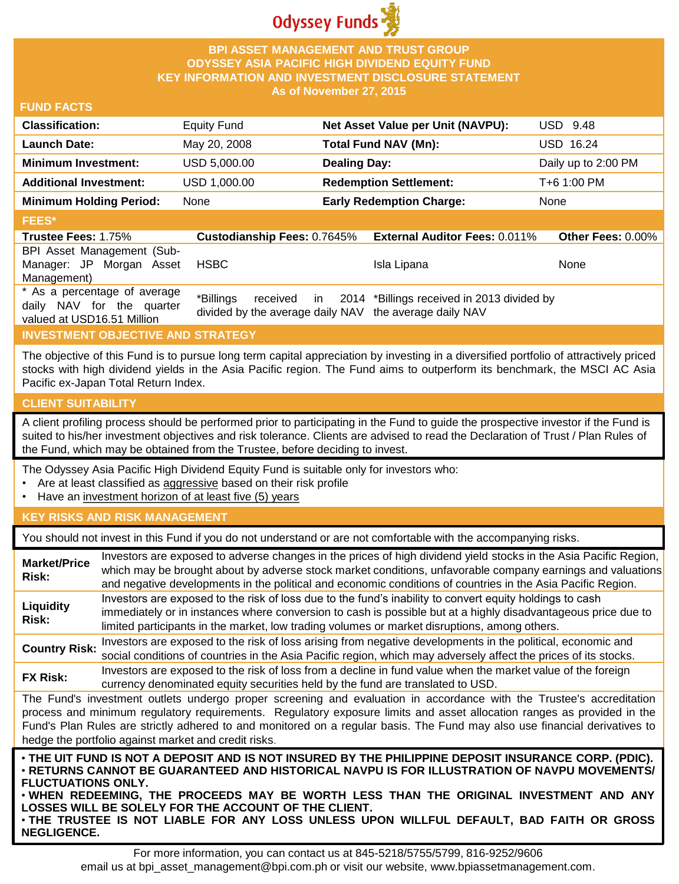Odyssey Funds

# BPI ASSET MANAGEMENT AND TRUST GROUP
# ODYSSEY ASIA PACIFIC HIGH DIVIDEND EQUITY FUND
# KEY INFORMATION AND INVESTMENT DISCLOSURE STATEMENT
**As of November 27, 2015**

## FUND FACTS

| | | | |
|---|---|---|---|
| **Classification:** | Equity Fund | **Net Asset Value per Unit (NAVPU):** | USD 9.48 |
| **Launch Date:** | May 20, 2008 | **Total Fund NAV (Mn):** | USD 16.24 |
| **Minimum Investment:** | USD 5,000.00 | **Dealing Day:** | Daily up to 2:00 PM |
| **Additional Investment:** | USD 1,000.00 | **Redemption Settlement:** | T+6 1:00 PM |
| **Minimum Holding Period:** | None | **Early Redemption Charge:** | None |

## FEES*

| **Trustee Fees:** 1.75% | **Custodianship Fees:** 0.7645% | **External Auditor Fees:** 0.011% | **Other Fees:** 0.00% |
|---|---|---|---|
| BPI Asset Management (Sub-Manager: JP Morgan Asset Management) | HSBC | Isla Lipana | None |
| * As a percentage of average daily NAV for the quarter valued at USD16.51 Million | *Billings received in 2014 divided by the average daily NAV | *Billings received in 2013 divided by the average daily NAV | |

## INVESTMENT OBJECTIVE AND STRATEGY

The objective of this Fund is to pursue long term capital appreciation by investing in a diversified portfolio of attractively priced stocks with high dividend yields in the Asia Pacific region. The Fund aims to outperform its benchmark, the MSCI AC Asia Pacific ex-Japan Total Return Index.

## CLIENT SUITABILITY

A client profiling process should be performed prior to participating in the Fund to guide the prospective investor if the Fund is suited to his/her investment objectives and risk tolerance. Clients are advised to read the Declaration of Trust / Plan Rules of the Fund, which may be obtained from the Trustee, before deciding to invest.

The Odyssey Asia Pacific High Dividend Equity Fund is suitable only for investors who:

- Are at least classified as aggressive based on their risk profile
- Have an investment horizon of at least five (5) years

## KEY RISKS AND RISK MANAGEMENT

You should not invest in this Fund if you do not understand or are not comfortable with the accompanying risks.

| | |
|---|---|
| **Market/Price Risk:** | Investors are exposed to adverse changes in the prices of high dividend yield stocks in the Asia Pacific Region, which may be brought about by adverse stock market conditions, unfavorable company earnings and valuations and negative developments in the political and economic conditions of countries in the Asia Pacific Region. |
| **Liquidity Risk:** | Investors are exposed to the risk of loss due to the fund's inability to convert equity holdings to cash immediately or in instances where conversion to cash is possible but at a highly disadvantageous price due to limited participants in the market, low trading volumes or market disruptions, among others. |
| **Country Risk:** | Investors are exposed to the risk of loss arising from negative developments in the political, economic and social conditions of countries in the Asia Pacific region, which may adversely affect the prices of its stocks. |
| **FX Risk:** | Investors are exposed to the risk of loss from a decline in fund value when the market value of the foreign currency denominated equity securities held by the fund are translated to USD. |

The Fund's investment outlets undergo proper screening and evaluation in accordance with the Trustee's accreditation process and minimum regulatory requirements. Regulatory exposure limits and asset allocation ranges as provided in the Fund's Plan Rules are strictly adhered to and monitored on a regular basis. The Fund may also use financial derivatives to hedge the portfolio against market and credit risks.

- **THE UIT FUND IS NOT A DEPOSIT AND IS NOT INSURED BY THE PHILIPPINE DEPOSIT INSURANCE CORP. (PDIC).**
- **RETURNS CANNOT BE GUARANTEED AND HISTORICAL NAVPU IS FOR ILLUSTRATION OF NAVPU MOVEMENTS/ FLUCTUATIONS ONLY.**
- **WHEN REDEEMING, THE PROCEEDS MAY BE WORTH LESS THAN THE ORIGINAL INVESTMENT AND ANY LOSSES WILL BE SOLELY FOR THE ACCOUNT OF THE CLIENT.**
- **THE TRUSTEE IS NOT LIABLE FOR ANY LOSS UNLESS UPON WILLFUL DEFAULT, BAD FAITH OR GROSS NEGLIGENCE.**

For more information, you can contact us at 845-5218/5755/5799, 816-9252/9606
email us at bpi_asset_management@bpi.com.ph or visit our website, www.bpiassetmanagement.com.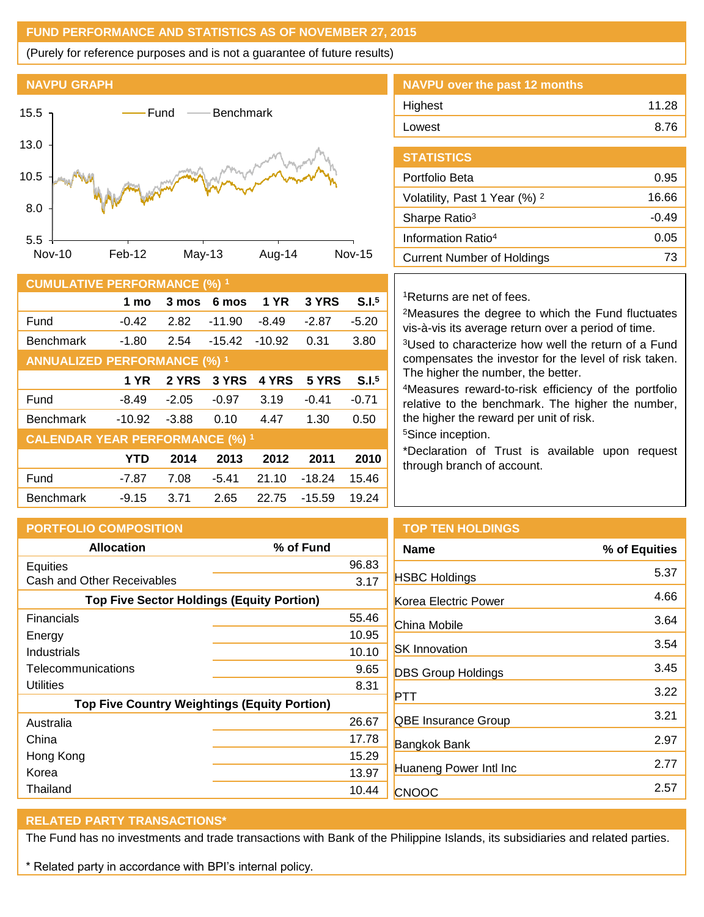## FUND PERFORMANCE AND STATISTICS AS OF NOVEMBER 27, 2015

(Purely for reference purposes and is not a guarantee of future results)

### NAVPU GRAPH

### NAVPU over the past 12 months

| | |
|---|---|
| Highest | 11.28 |
| Lowest | 8.76 |

### STATISTICS

| | |
|---|---|
| Portfolio Beta | 0.95 |
| Volatility, Past 1 Year (%) [2] | 16.66 |
| Sharpe Ratio[3] | -0.49 |
| Information Ratio[4] | 0.05 |
| Current Number of Holdings | 73 |

### CUMULATIVE PERFORMANCE (%) [1]

| | 1 mo | 3 mos | 6 mos | 1 YR | 3 YRS | S.I.[5] |
|---|---|---|---|---|---|---|
| Fund | -0.42 | 2.82 | -11.90 | -8.49 | -2.87 | -5.20 |
| Benchmark | -1.80 | 2.54 | -15.42 | -10.92 | 0.31 | 3.80 |

### ANNUALIZED PERFORMANCE (%) [1]

| | 1 YR | 2 YRS | 3 YRS | 4 YRS | 5 YRS | S.I.[5] |
|---|---|---|---|---|---|---|
| Fund | -8.49 | -2.05 | -0.97 | 3.19 | -0.41 | -0.71 |
| Benchmark | -10.92 | -3.88 | 0.10 | 4.47 | 1.30 | 0.50 |

### CALENDAR YEAR PERFORMANCE (%) [1]

| | YTD | 2014 | 2013 | 2012 | 2011 | 2010 |
|---|---|---|---|---|---|---|
| Fund | -7.87 | 7.08 | -5.41 | 21.10 | -18.24 | 15.46 |
| Benchmark | -9.15 | 3.71 | 2.65 | 22.75 | -15.59 | 19.24 |

[1]Returns are net of fees.

[2]Measures the degree to which the Fund fluctuates vis-à-vis its average return over a period of time.

[3]Used to characterize how well the return of a Fund compensates the investor for the level of risk taken. The higher the number, the better.

[4]Measures reward-to-risk efficiency of the portfolio relative to the benchmark. The higher the number, the higher the reward per unit of risk.

[5]Since inception.

*Declaration of Trust is available upon request through branch of account.

### PORTFOLIO COMPOSITION

| Allocation | % of Fund |
|---|---|
| Equities | 96.83 |
| Cash and Other Receivables | 3.17 |
| **Top Five Sector Holdings (Equity Portion)** | |
| Financials | 55.46 |
| Energy | 10.95 |
| Industrials | 10.10 |
| Telecommunications | 9.65 |
| Utilities | 8.31 |
| **Top Five Country Weightings (Equity Portion)** | |
| Australia | 26.67 |
| China | 17.78 |
| Hong Kong | 15.29 |
| Korea | 13.97 |
| Thailand | 10.44 |

### TOP TEN HOLDINGS

| Name | % of Equities |
|---|---|
| HSBC Holdings | 5.37 |
| Korea Electric Power | 4.66 |
| China Mobile | 3.64 |
| SK Innovation | 3.54 |
| DBS Group Holdings | 3.45 |
| PTT | 3.22 |
| QBE Insurance Group | 3.21 |
| Bangkok Bank | 2.97 |
| Huaneng Power Intl Inc | 2.77 |
| CNOOC | 2.57 |

### RELATED PARTY TRANSACTIONS*

The Fund has no investments and trade transactions with Bank of the Philippine Islands, its subsidiaries and related parties.

* Related party in accordance with BPI's internal policy.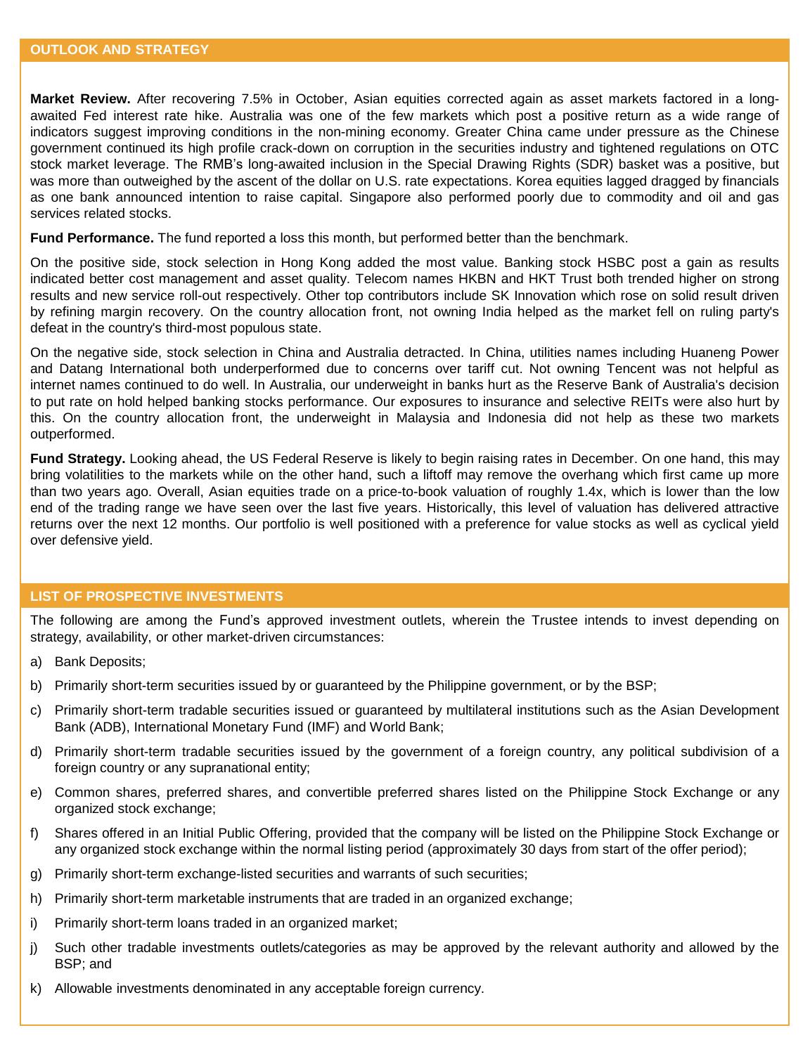## OUTLOOK AND STRATEGY

**Market Review.** After recovering 7.5% in October, Asian equities corrected again as asset markets factored in a long-awaited Fed interest rate hike. Australia was one of the few markets which post a positive return as a wide range of indicators suggest improving conditions in the non-mining economy. Greater China came under pressure as the Chinese government continued its high profile crack-down on corruption in the securities industry and tightened regulations on OTC stock market leverage. The RMB's long-awaited inclusion in the Special Drawing Rights (SDR) basket was a positive, but was more than outweighed by the ascent of the dollar on U.S. rate expectations. Korea equities lagged dragged by financials as one bank announced intention to raise capital. Singapore also performed poorly due to commodity and oil and gas services related stocks.

**Fund Performance.** The fund reported a loss this month, but performed better than the benchmark.

On the positive side, stock selection in Hong Kong added the most value. Banking stock HSBC post a gain as results indicated better cost management and asset quality. Telecom names HKBN and HKT Trust both trended higher on strong results and new service roll-out respectively. Other top contributors include SK Innovation which rose on solid result driven by refining margin recovery. On the country allocation front, not owning India helped as the market fell on ruling party's defeat in the country's third-most populous state.

On the negative side, stock selection in China and Australia detracted. In China, utilities names including Huaneng Power and Datang International both underperformed due to concerns over tariff cut. Not owning Tencent was not helpful as internet names continued to do well. In Australia, our underweight in banks hurt as the Reserve Bank of Australia's decision to put rate on hold helped banking stocks performance. Our exposures to insurance and selective REITs were also hurt by this. On the country allocation front, the underweight in Malaysia and Indonesia did not help as these two markets outperformed.

**Fund Strategy.** Looking ahead, the US Federal Reserve is likely to begin raising rates in December. On one hand, this may bring volatilities to the markets while on the other hand, such a liftoff may remove the overhang which first came up more than two years ago. Overall, Asian equities trade on a price-to-book valuation of roughly 1.4x, which is lower than the low end of the trading range we have seen over the last five years. Historically, this level of valuation has delivered attractive returns over the next 12 months. Our portfolio is well positioned with a preference for value stocks as well as cyclical yield over defensive yield.

## LIST OF PROSPECTIVE INVESTMENTS

The following are among the Fund's approved investment outlets, wherein the Trustee intends to invest depending on strategy, availability, or other market-driven circumstances:

a) Bank Deposits;

b) Primarily short-term securities issued by or guaranteed by the Philippine government, or by the BSP;

c) Primarily short-term tradable securities issued or guaranteed by multilateral institutions such as the Asian Development Bank (ADB), International Monetary Fund (IMF) and World Bank;

d) Primarily short-term tradable securities issued by the government of a foreign country, any political subdivision of a foreign country or any supranational entity;

e) Common shares, preferred shares, and convertible preferred shares listed on the Philippine Stock Exchange or any organized stock exchange;

f) Shares offered in an Initial Public Offering, provided that the company will be listed on the Philippine Stock Exchange or any organized stock exchange within the normal listing period (approximately 30 days from start of the offer period);

g) Primarily short-term exchange-listed securities and warrants of such securities;

h) Primarily short-term marketable instruments that are traded in an organized exchange;

i) Primarily short-term loans traded in an organized market;

j) Such other tradable investments outlets/categories as may be approved by the relevant authority and allowed by the BSP; and

k) Allowable investments denominated in any acceptable foreign currency.